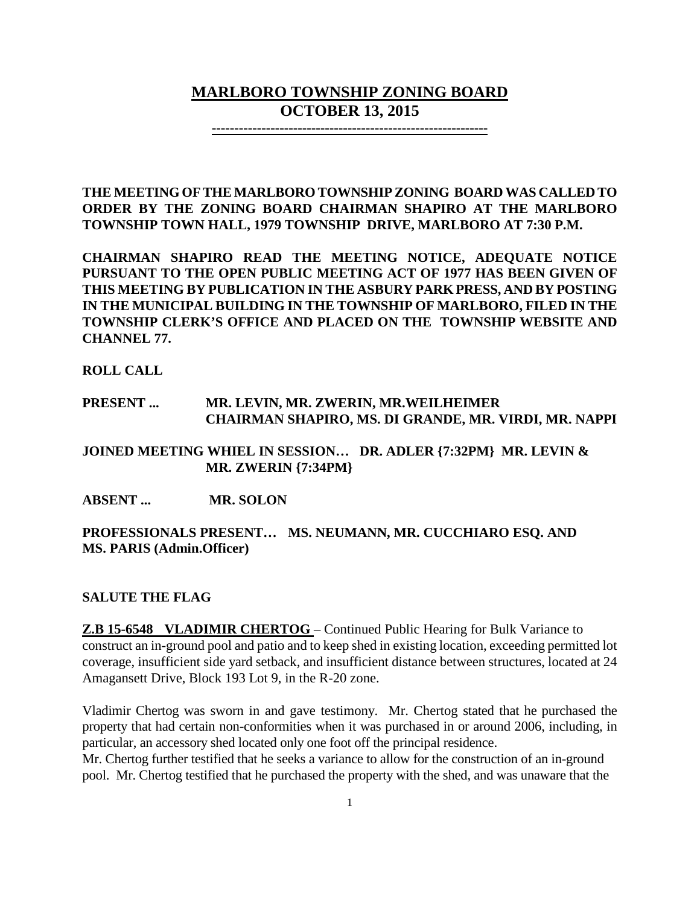# MARLBORO TOWNSHIP ZONING BOARD
## OCTOBER 13, 2015

**THE MEETING OF THE MARLBORO TOWNSHIP ZONING BOARD WAS CALLED TO ORDER BY THE ZONING BOARD CHAIRMAN SHAPIRO AT THE MARLBORO TOWNSHIP TOWN HALL, 1979 TOWNSHIP DRIVE, MARLBORO AT 7:30 P.M.**

**CHAIRMAN SHAPIRO READ THE MEETING NOTICE, ADEQUATE NOTICE PURSUANT TO THE OPEN PUBLIC MEETING ACT OF 1977 HAS BEEN GIVEN OF THIS MEETING BY PUBLICATION IN THE ASBURY PARK PRESS, AND BY POSTING IN THE MUNICIPAL BUILDING IN THE TOWNSHIP OF MARLBORO, FILED IN THE TOWNSHIP CLERK'S OFFICE AND PLACED ON THE TOWNSHIP WEBSITE AND CHANNEL 77.**

**ROLL CALL**

**PRESENT ... MR. LEVIN, MR. ZWERIN, MR.WEILHEIMER CHAIRMAN SHAPIRO, MS. DI GRANDE, MR. VIRDI, MR. NAPPI**

**JOINED MEETING WHIEL IN SESSION… DR. ADLER {7:32PM} MR. LEVIN & MR. ZWERIN {7:34PM}**

**ABSENT ... MR. SOLON**

**PROFESSIONALS PRESENT… MS. NEUMANN, MR. CUCCHIARO ESQ. AND MS. PARIS (Admin.Officer)**

**SALUTE THE FLAG**

**Z.B 15-6548 VLADIMIR CHERTOG** – Continued Public Hearing for Bulk Variance to construct an in-ground pool and patio and to keep shed in existing location, exceeding permitted lot coverage, insufficient side yard setback, and insufficient distance between structures, located at 24 Amagansett Drive, Block 193 Lot 9, in the R-20 zone.

Vladimir Chertog was sworn in and gave testimony. Mr. Chertog stated that he purchased the property that had certain non-conformities when it was purchased in or around 2006, including, in particular, an accessory shed located only one foot off the principal residence.
Mr. Chertog further testified that he seeks a variance to allow for the construction of an in-ground pool. Mr. Chertog testified that he purchased the property with the shed, and was unaware that the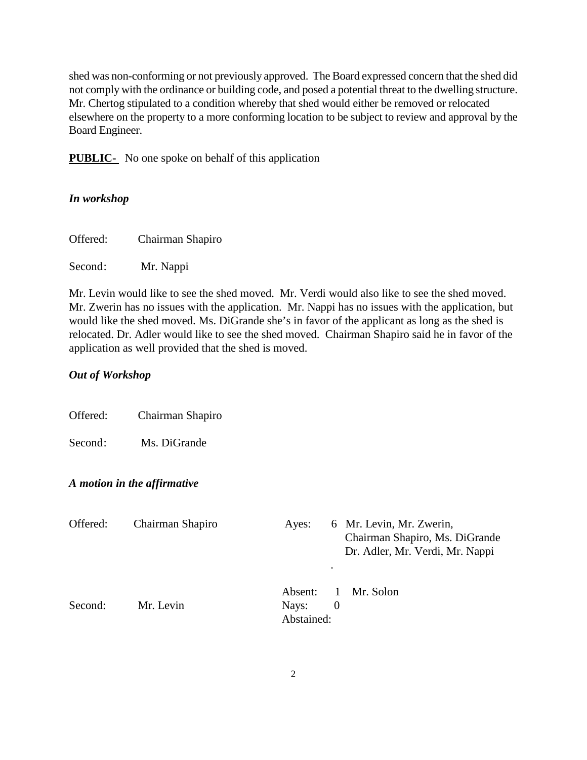shed was non-conforming or not previously approved. The Board expressed concern that the shed did not comply with the ordinance or building code, and posed a potential threat to the dwelling structure. Mr. Chertog stipulated to a condition whereby that shed would either be removed or relocated elsewhere on the property to a more conforming location to be subject to review and approval by the Board Engineer.

**PUBLIC-** No one spoke on behalf of this application

***In workshop***

Offered: Chairman Shapiro

Second: Mr. Nappi

Mr. Levin would like to see the shed moved. Mr. Verdi would also like to see the shed moved. Mr. Zwerin has no issues with the application. Mr. Nappi has no issues with the application, but would like the shed moved. Ms. DiGrande she's in favor of the applicant as long as the shed is relocated. Dr. Adler would like to see the shed moved. Chairman Shapiro said he in favor of the application as well provided that the shed is moved.

***Out of Workshop***

Offered: Chairman Shapiro

Second: Ms. DiGrande

***A motion in the affirmative***

| | | | | |
|---|---|---|---|---|
| Offered: | Chairman Shapiro | Ayes: | 6 | Mr. Levin, Mr. Zwerin, Chairman Shapiro, Ms. DiGrande Dr. Adler, Mr. Verdi, Mr. Nappi. |
| | | Absent: | 1 | Mr. Solon |
| Second: | Mr. Levin | Nays: | 0 | |
| | | Abstained: | | |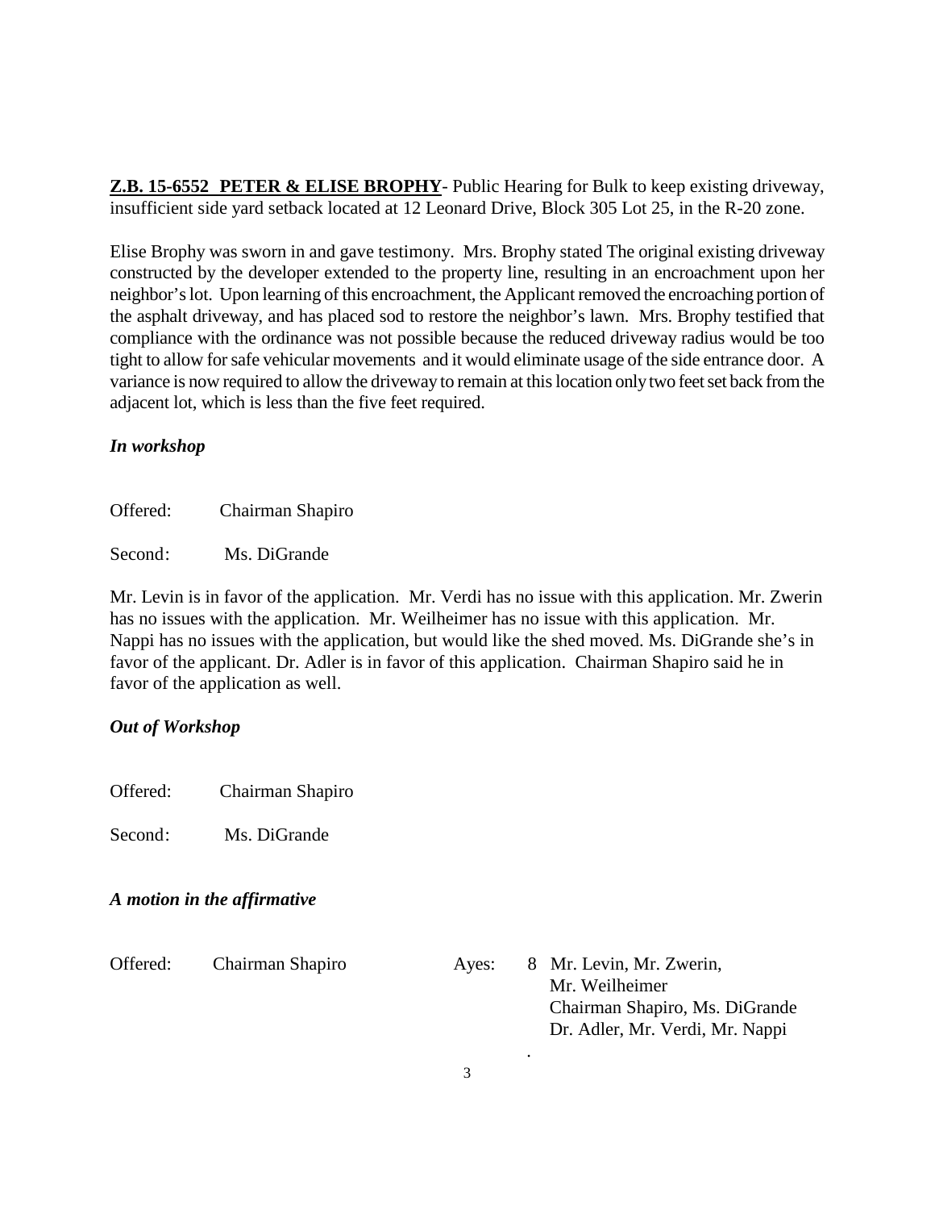**Z.B. 15-6552 PETER & ELISE BROPHY**- Public Hearing for Bulk to keep existing driveway, insufficient side yard setback located at 12 Leonard Drive, Block 305 Lot 25, in the R-20 zone.

Elise Brophy was sworn in and gave testimony. Mrs. Brophy stated The original existing driveway constructed by the developer extended to the property line, resulting in an encroachment upon her neighbor's lot. Upon learning of this encroachment, the Applicant removed the encroaching portion of the asphalt driveway, and has placed sod to restore the neighbor's lawn. Mrs. Brophy testified that compliance with the ordinance was not possible because the reduced driveway radius would be too tight to allow for safe vehicular movements and it would eliminate usage of the side entrance door. A variance is now required to allow the driveway to remain at this location only two feet set back from the adjacent lot, which is less than the five feet required.

***In workshop***

Offered: Chairman Shapiro

Second: Ms. DiGrande

Mr. Levin is in favor of the application. Mr. Verdi has no issue with this application. Mr. Zwerin has no issues with the application. Mr. Weilheimer has no issue with this application. Mr. Nappi has no issues with the application, but would like the shed moved. Ms. DiGrande she's in favor of the applicant. Dr. Adler is in favor of this application. Chairman Shapiro said he in favor of the application as well.

***Out of Workshop***

Offered: Chairman Shapiro

Second: Ms. DiGrande

***A motion in the affirmative***

Offered: Chairman Shapiro

Ayes: 8 Mr. Levin, Mr. Zwerin, Mr. Weilheimer Chairman Shapiro, Ms. DiGrande Dr. Adler, Mr. Verdi, Mr. Nappi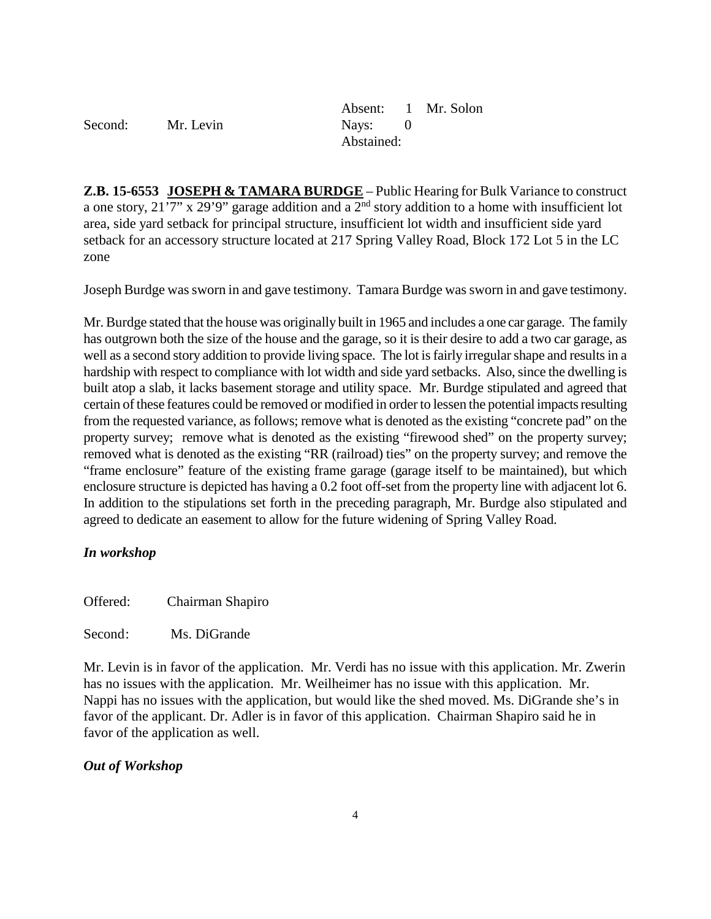| | | | | |
|---|---|---|---|---|
| | | Absent: | 1 | Mr. Solon |
| Second: | Mr. Levin | Nays: | 0 | |
| | | Abstained: | | |

**Z.B. 15-6553 JOSEPH & TAMARA BURDGE** – Public Hearing for Bulk Variance to construct a one story, 21'7" x 29'9" garage addition and a 2nd story addition to a home with insufficient lot area, side yard setback for principal structure, insufficient lot width and insufficient side yard setback for an accessory structure located at 217 Spring Valley Road, Block 172 Lot 5 in the LC zone

Joseph Burdge was sworn in and gave testimony. Tamara Burdge was sworn in and gave testimony.

Mr. Burdge stated that the house was originally built in 1965 and includes a one car garage. The family has outgrown both the size of the house and the garage, so it is their desire to add a two car garage, as well as a second story addition to provide living space. The lot is fairly irregular shape and results in a hardship with respect to compliance with lot width and side yard setbacks. Also, since the dwelling is built atop a slab, it lacks basement storage and utility space. Mr. Burdge stipulated and agreed that certain of these features could be removed or modified in order to lessen the potential impacts resulting from the requested variance, as follows; remove what is denoted as the existing "concrete pad" on the property survey; remove what is denoted as the existing "firewood shed" on the property survey; removed what is denoted as the existing "RR (railroad) ties" on the property survey; and remove the "frame enclosure" feature of the existing frame garage (garage itself to be maintained), but which enclosure structure is depicted has having a 0.2 foot off-set from the property line with adjacent lot 6. In addition to the stipulations set forth in the preceding paragraph, Mr. Burdge also stipulated and agreed to dedicate an easement to allow for the future widening of Spring Valley Road.

***In workshop***

Offered: Chairman Shapiro

Second: Ms. DiGrande

Mr. Levin is in favor of the application. Mr. Verdi has no issue with this application. Mr. Zwerin has no issues with the application. Mr. Weilheimer has no issue with this application. Mr. Nappi has no issues with the application, but would like the shed moved. Ms. DiGrande she's in favor of the applicant. Dr. Adler is in favor of this application. Chairman Shapiro said he in favor of the application as well.

***Out of Workshop***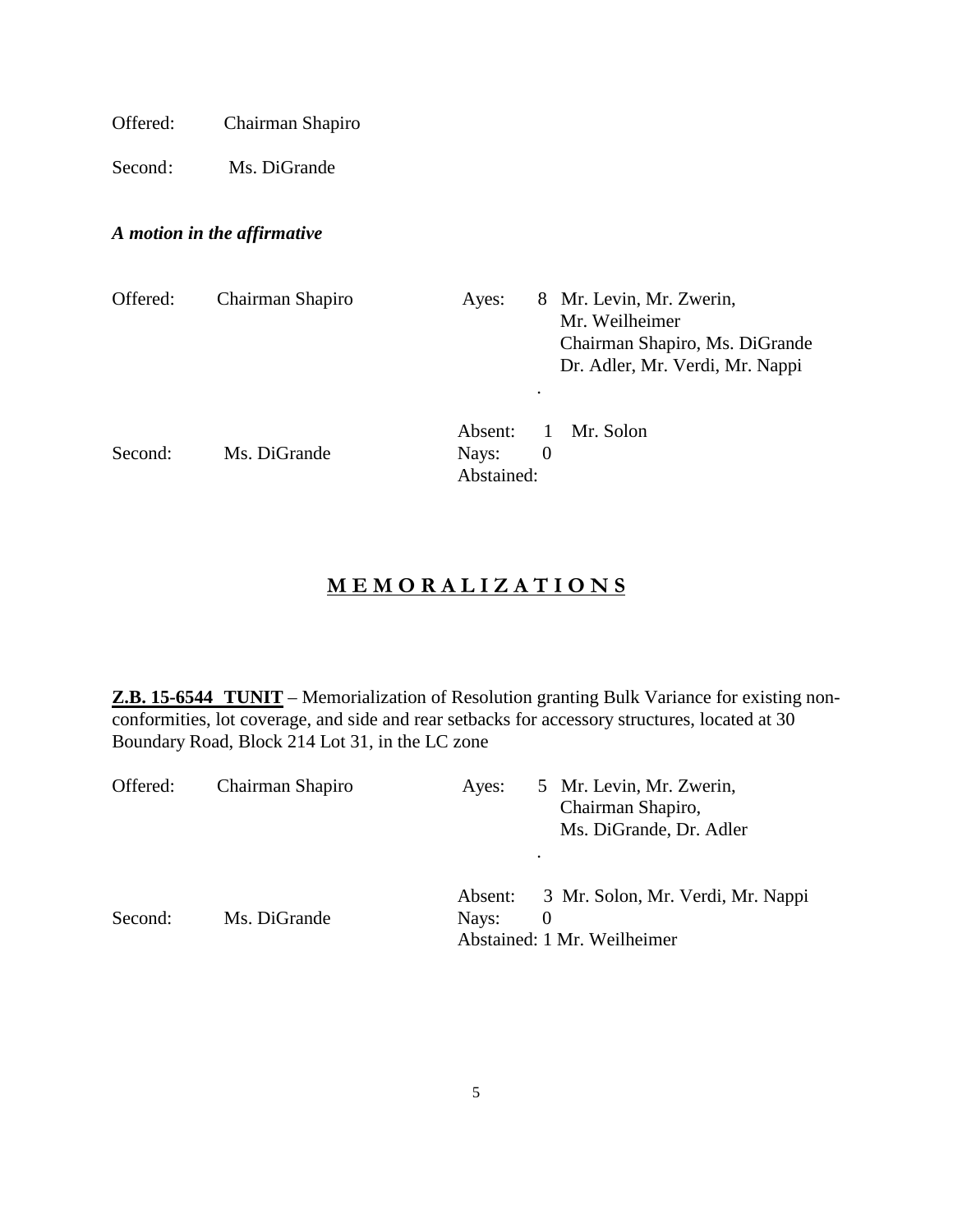Offered: Chairman Shapiro

Second: Ms. DiGrande

***A motion in the affirmative***

| | | | |
|---|---|---|---|
| Offered: | Chairman Shapiro | Ayes: | 8 Mr. Levin, Mr. Zwerin, Mr. Weilheimer Chairman Shapiro, Ms. DiGrande Dr. Adler, Mr. Verdi, Mr. Nappi |
| | | Absent: | 1 Mr. Solon |
| Second: | Ms. DiGrande | Nays: | 0 |
| | | Abstained: | |

## M E M O R A L I Z A T I O N S

**Z.B. 15-6544 TUNIT** – Memorialization of Resolution granting Bulk Variance for existing non-conformities, lot coverage, and side and rear setbacks for accessory structures, located at 30 Boundary Road, Block 214 Lot 31, in the LC zone

| | | | |
|---|---|---|---|
| Offered: | Chairman Shapiro | Ayes: | 5 Mr. Levin, Mr. Zwerin, Chairman Shapiro, Ms. DiGrande, Dr. Adler |
| | | Absent: | 3 Mr. Solon, Mr. Verdi, Mr. Nappi |
| Second: | Ms. DiGrande | Nays: | 0 |
| | | Abstained: | 1 Mr. Weilheimer |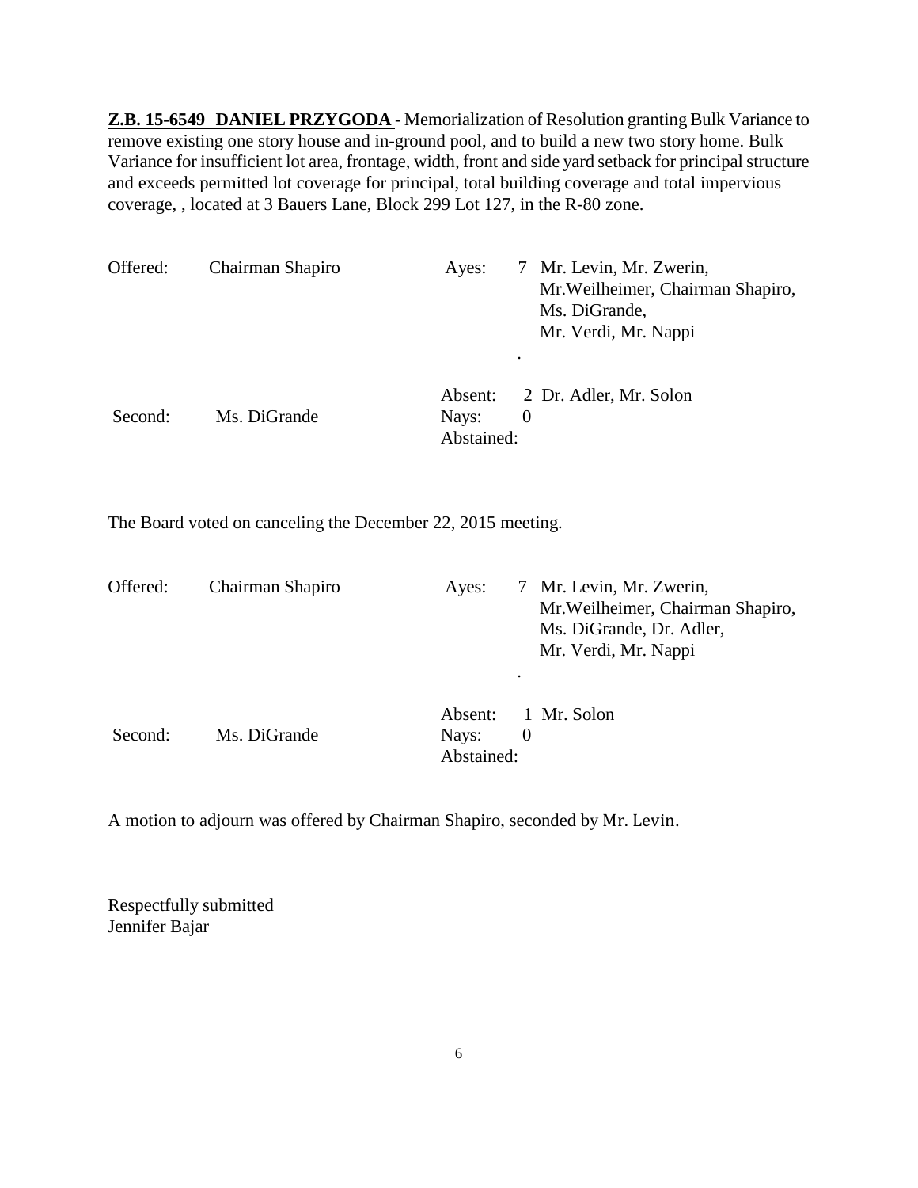**Z.B. 15-6549 DANIEL PRZYGODA** - Memorialization of Resolution granting Bulk Variance to remove existing one story house and in-ground pool, and to build a new two story home. Bulk Variance for insufficient lot area, frontage, width, front and side yard setback for principal structure and exceeds permitted lot coverage for principal, total building coverage and total impervious coverage, , located at 3 Bauers Lane, Block 299 Lot 127, in the R-80 zone.

| | | | | |
|---|---|---|---|---|
| Offered: | Chairman Shapiro | Ayes: | 7 | Mr. Levin, Mr. Zwerin, Mr.Weilheimer, Chairman Shapiro, Ms. DiGrande, Mr. Verdi, Mr. Nappi |
| | | Absent: | 2 | Dr. Adler, Mr. Solon |
| Second: | Ms. DiGrande | Nays: | 0 | |
| | | Abstained: | | |

The Board voted on canceling the December 22, 2015 meeting.

| | | | | |
|---|---|---|---|---|
| Offered: | Chairman Shapiro | Ayes: | 7 | Mr. Levin, Mr. Zwerin, Mr.Weilheimer, Chairman Shapiro, Ms. DiGrande, Dr. Adler, Mr. Verdi, Mr. Nappi |
| | | Absent: | 1 | Mr. Solon |
| Second: | Ms. DiGrande | Nays: | 0 | |
| | | Abstained: | | |

A motion to adjourn was offered by Chairman Shapiro, seconded by Mr. Levin.

Respectfully submitted
Jennifer Bajar